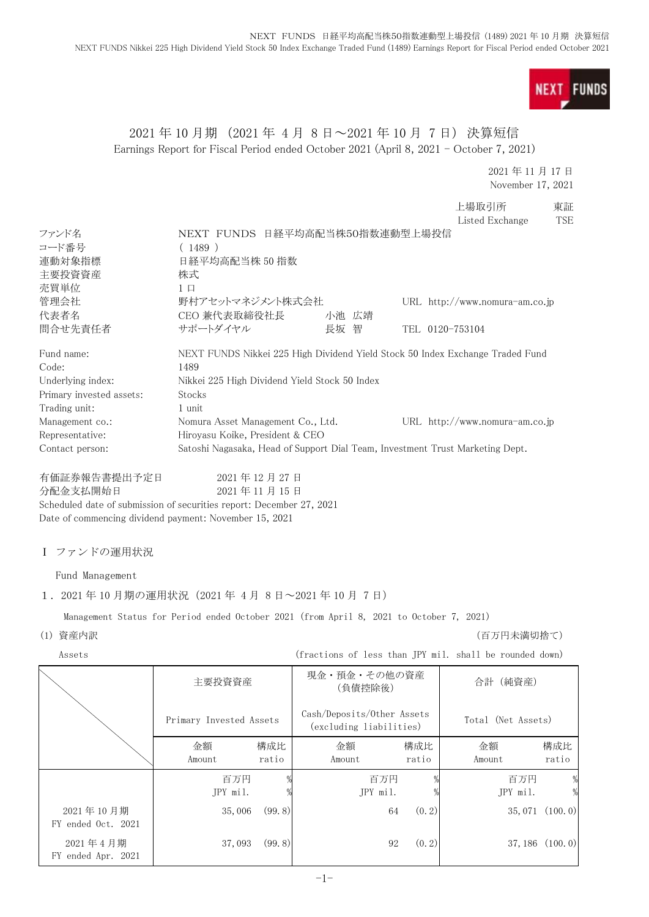# 2021 年 10 月期 (2021 年 4 月 8 日～2021 年 10 月 7 日) 決算短信

Earnings Report for Fiscal Period ended October 2021 (April 8, 2021 – October 7, 2021)

2021 年 11 月 17 日
November 17, 2021

上場取引所 東証
Listed Exchange TSE

| | | | |
|---|---|---|---|
| ファンド名 | NEXT FUNDS 日経平均高配当株50指数連動型上場投信 | | |
| コード番号 | ( 1489 ) | | |
| 連動対象指標 | 日経平均高配当株 50 指数 | | |
| 主要投資資産 | 株式 | | |
| 売買単位 | 1 口 | | |
| 管理会社 | 野村アセットマネジメント株式会社 | | URL http://www.nomura-am.co.jp |
| 代表者名 | CEO 兼代表取締役社長 | 小池 広靖 | |
| 問合せ先責任者 | サポートダイヤル | 長坂 智 | TEL 0120-753104 |

| | |
|---|---|
| Fund name: | NEXT FUNDS Nikkei 225 High Dividend Yield Stock 50 Index Exchange Traded Fund |
| Code: | 1489 |
| Underlying index: | Nikkei 225 High Dividend Yield Stock 50 Index |
| Primary invested assets: | Stocks |
| Trading unit: | 1 unit |
| Management co.: | Nomura Asset Management Co., Ltd. URL http://www.nomura-am.co.jp |
| Representative: | Hiroyasu Koike, President & CEO |
| Contact person: | Satoshi Nagasaka, Head of Support Dial Team, Investment Trust Marketing Dept. |

有価証券報告書提出予定日 2021 年 12 月 27 日
分配金支払開始日 2021 年 11 月 15 日
Scheduled date of submission of securities report: December 27, 2021
Date of commencing dividend payment: November 15, 2021

## Ⅰ ファンドの運用状況

Fund Management

### 1．2021 年 10 月期の運用状況 (2021 年 4 月 8 日～2021 年 10 月 7 日)

Management Status for Period ended October 2021 (from April 8, 2021 to October 7, 2021)

(1) 資産内訳 (百万円未満切捨て)

Assets (fractions of less than JPY mil. shall be rounded down)

| | 主要投資資産 Primary Invested Assets | | 現金・預金・その他の資産 (負債控除後) Cash/Deposits/Other Assets (excluding liabilities) | | 合計 (純資産) Total (Net Assets) | |
|---|---|---|---|---|---|---|
| | 金額 Amount | 構成比 ratio | 金額 Amount | 構成比 ratio | 金額 Amount | 構成比 ratio |
| | 百万円 JPY mil. | % | 百万円 JPY mil. | % | 百万円 JPY mil. | % |
| 2021 年 10 月期 FY ended Oct. 2021 | 35,006 | (99.8) | 64 | (0.2) | 35,071 | (100.0) |
| 2021 年 4 月期 FY ended Apr. 2021 | 37,093 | (99.8) | 92 | (0.2) | 37,186 | (100.0) |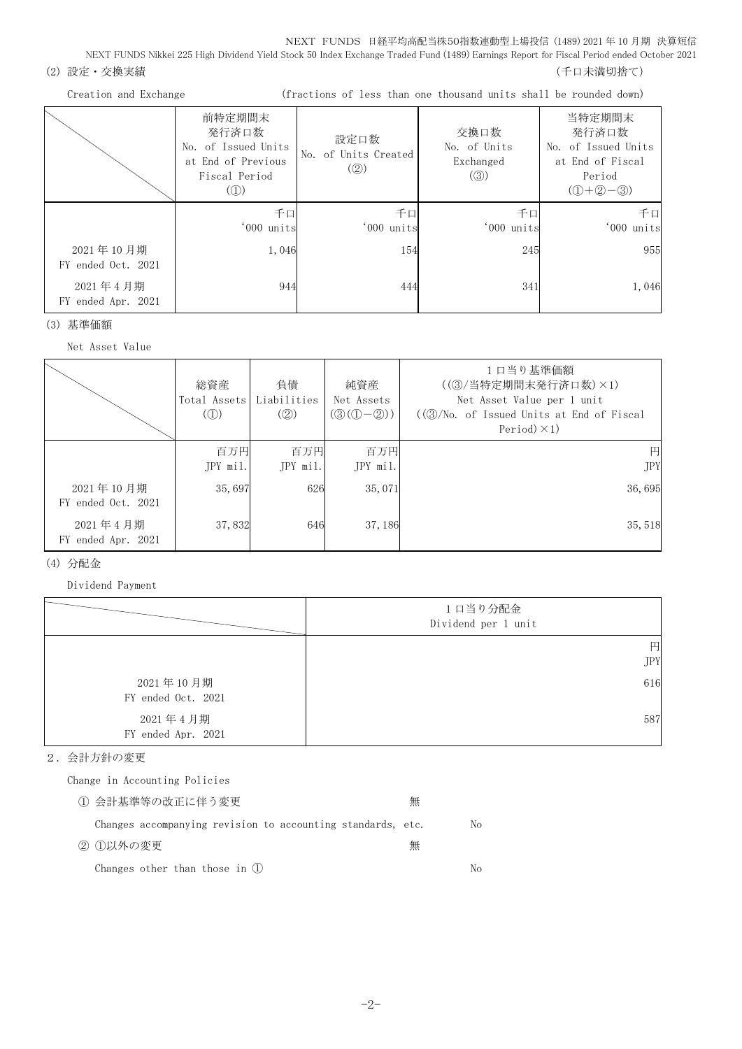(2) 設定・交換実績　　　　　　　　　　　　　　　　　　　　　　　　　　　　　　　　　　　　　　　　　　　（千口未満切捨て）

Creation and Exchange　　　　　　　(fractions of less than one thousand units shall be rounded down)

| | 前特定期間末 発行済口数 No. of Issued Units at End of Previous Fiscal Period (①) | 設定口数 No. of Units Created (②) | 交換口数 No. of Units Exchanged (③) | 当特定期間末 発行済口数 No. of Issued Units at End of Fiscal Period (①+②−③) |
|---|---|---|---|---|
| | 千口 '000 units | 千口 '000 units | 千口 '000 units | 千口 '000 units |
| 2021 年 10 月期 FY ended Oct. 2021 | 1,046 | 154 | 245 | 955 |
| 2021 年 4 月期 FY ended Apr. 2021 | 944 | 444 | 341 | 1,046 |

(3) 基準価額

Net Asset Value

| | 総資産 Total Assets (①) | 負債 Liabilities (②) | 純資産 Net Assets (③(①−②)) | 1 口当り基準価額 ((③/当特定期間末発行済口数)×1) Net Asset Value per 1 unit ((③/No. of Issued Units at End of Fiscal Period)×1) |
|---|---|---|---|---|
| | 百万円 JPY mil. | 百万円 JPY mil. | 百万円 JPY mil. | 円 JPY |
| 2021 年 10 月期 FY ended Oct. 2021 | 35,697 | 626 | 35,071 | 36,695 |
| 2021 年 4 月期 FY ended Apr. 2021 | 37,832 | 646 | 37,186 | 35,518 |

(4) 分配金

Dividend Payment

| | 1 口当り分配金 Dividend per 1 unit |
|---|---|
| | 円 JPY |
| 2021 年 10 月期 FY ended Oct. 2021 | 616 |
| 2021 年 4 月期 FY ended Apr. 2021 | 587 |

2．会計方針の変更

Change in Accounting Policies

① 会計基準等の改正に伴う変更　無

Changes accompanying revision to accounting standards, etc.　No

② ①以外の変更　無

Changes other than those in ①　No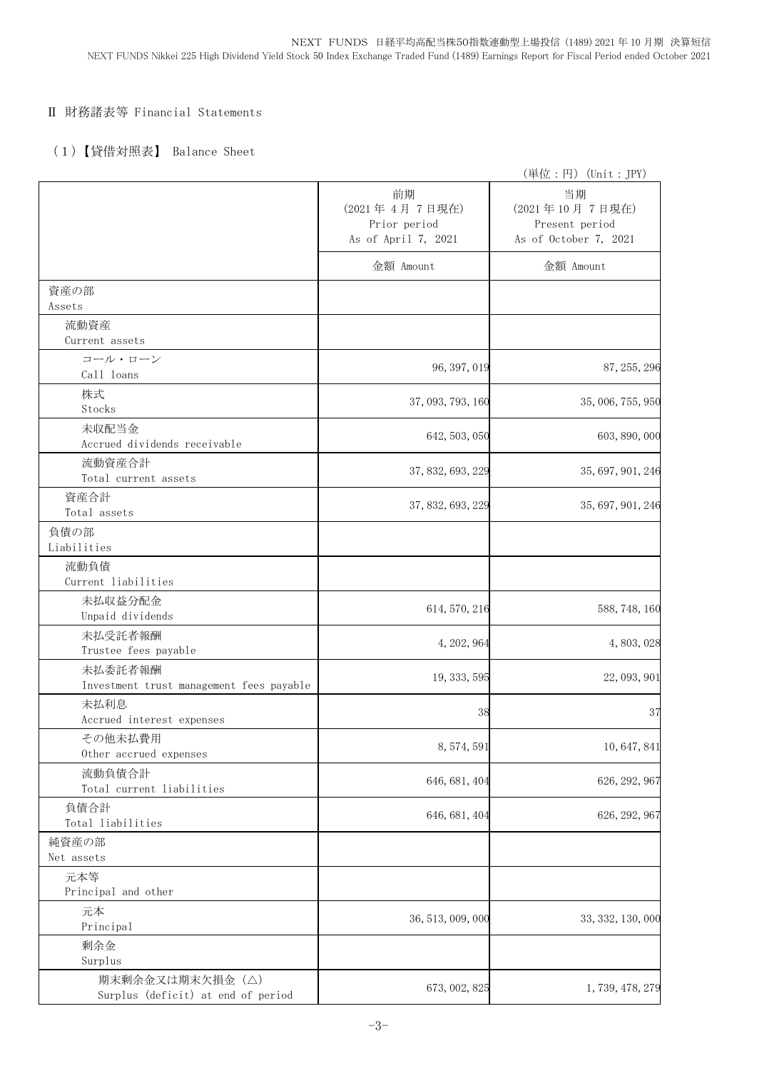## Ⅱ 財務諸表等 Financial Statements

### （1）【貸借対照表】 Balance Sheet

（単位：円） (Unit : JPY)

| | 前期<br>(2021年 4月 7日現在)<br>Prior period<br>As of April 7, 2021 | 当期<br>(2021年10月 7日現在)<br>Present period<br>As of October 7, 2021 |
|---|---|---|
| | 金額 Amount | 金額 Amount |
| 資産の部<br>Assets | | |
| 流動資産<br>Current assets | | |
| コール・ローン<br>Call loans | 96,397,019 | 87,255,296 |
| 株式<br>Stocks | 37,093,793,160 | 35,006,755,950 |
| 未収配当金<br>Accrued dividends receivable | 642,503,050 | 603,890,000 |
| 流動資産合計<br>Total current assets | 37,832,693,229 | 35,697,901,246 |
| 資産合計<br>Total assets | 37,832,693,229 | 35,697,901,246 |
| 負債の部<br>Liabilities | | |
| 流動負債<br>Current liabilities | | |
| 未払収益分配金<br>Unpaid dividends | 614,570,216 | 588,748,160 |
| 未払受託者報酬<br>Trustee fees payable | 4,202,964 | 4,803,028 |
| 未払委託者報酬<br>Investment trust management fees payable | 19,333,595 | 22,093,901 |
| 未払利息<br>Accrued interest expenses | 38 | 37 |
| その他未払費用<br>Other accrued expenses | 8,574,591 | 10,647,841 |
| 流動負債合計<br>Total current liabilities | 646,681,404 | 626,292,967 |
| 負債合計<br>Total liabilities | 646,681,404 | 626,292,967 |
| 純資産の部<br>Net assets | | |
| 元本等<br>Principal and other | | |
| 元本<br>Principal | 36,513,009,000 | 33,332,130,000 |
| 剰余金<br>Surplus | | |
| 期末剰余金又は期末欠損金（△）<br>Surplus (deficit) at end of period | 673,002,825 | 1,739,478,279 |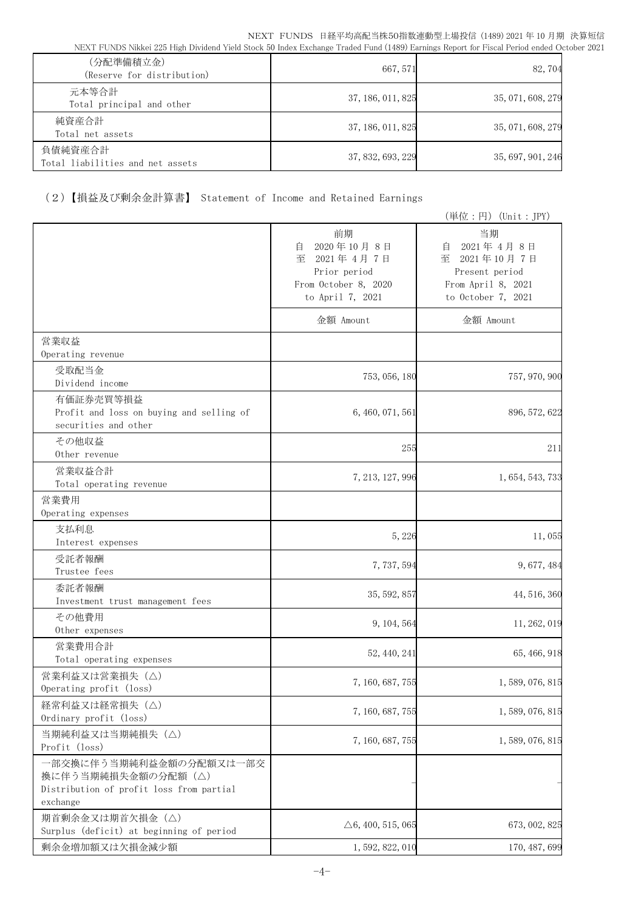| | | |
|---|---|---|
| （分配準備積立金）<br>(Reserve for distribution) | 667,571 | 82,704 |
| 元本等合計<br>Total principal and other | 37,186,011,825 | 35,071,608,279 |
| 純資産合計<br>Total net assets | 37,186,011,825 | 35,071,608,279 |
| 負債純資産合計<br>Total liabilities and net assets | 37,832,693,229 | 35,697,901,246 |

## （2）【損益及び剰余金計算書】 Statement of Income and Retained Earnings

（単位：円）(Unit：JPY)

| | 前期<br>自 2020年10月 8日<br>至 2021年 4月 7日<br>Prior period<br>From October 8, 2020<br>to April 7, 2021 | 当期<br>自 2021年 4月 8日<br>至 2021年10月 7日<br>Present period<br>From April 8, 2021<br>to October 7, 2021 |
|---|---|---|
| | 金額 Amount | 金額 Amount |
| 営業収益<br>Operating revenue | | |
| 受取配当金<br>Dividend income | 753,056,180 | 757,970,900 |
| 有価証券売買等損益<br>Profit and loss on buying and selling of securities and other | 6,460,071,561 | 896,572,622 |
| その他収益<br>Other revenue | 255 | 211 |
| 営業収益合計<br>Total operating revenue | 7,213,127,996 | 1,654,543,733 |
| 営業費用<br>Operating expenses | | |
| 支払利息<br>Interest expenses | 5,226 | 11,055 |
| 受託者報酬<br>Trustee fees | 7,737,594 | 9,677,484 |
| 委託者報酬<br>Investment trust management fees | 35,592,857 | 44,516,360 |
| その他費用<br>Other expenses | 9,104,564 | 11,262,019 |
| 営業費用合計<br>Total operating expenses | 52,440,241 | 65,466,918 |
| 営業利益又は営業損失（△）<br>Operating profit (loss) | 7,160,687,755 | 1,589,076,815 |
| 経常利益又は経常損失（△）<br>Ordinary profit (loss) | 7,160,687,755 | 1,589,076,815 |
| 当期純利益又は当期純損失（△）<br>Profit (loss) | 7,160,687,755 | 1,589,076,815 |
| 一部交換に伴う当期純利益金額の分配額又は一部交換に伴う当期純損失金額の分配額（△）<br>Distribution of profit loss from partial exchange | － | － |
| 期首剰余金又は期首欠損金（△）<br>Surplus (deficit) at beginning of period | △6,400,515,065 | 673,002,825 |
| 剰余金増加額又は欠損金減少額 | 1,592,822,010 | 170,487,699 |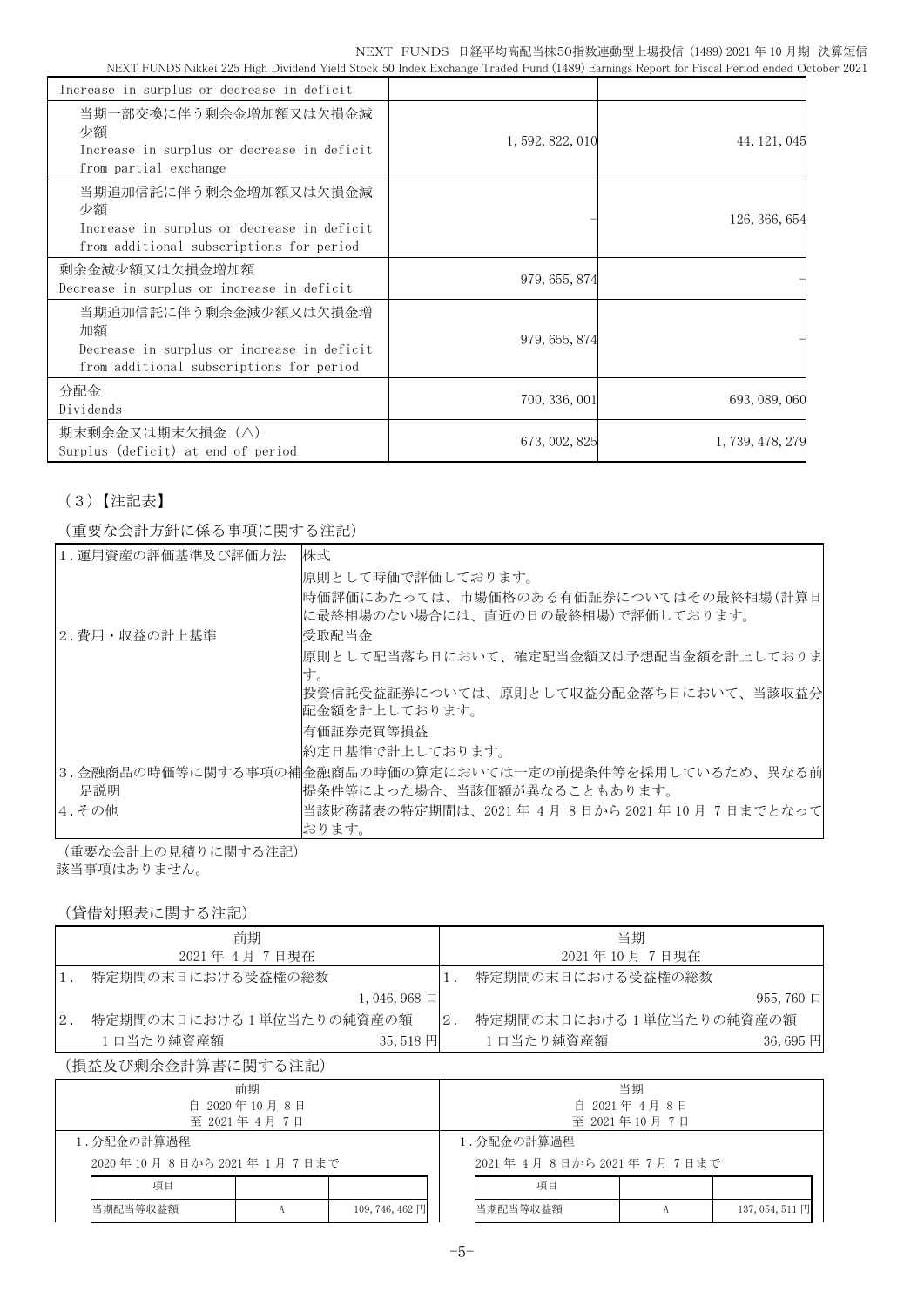| Increase in surplus or decrease in deficit | | |
|---|---|---|
| 当期一部交換に伴う剰余金増加額又は欠損金減少額<br>Increase in surplus or decrease in deficit from partial exchange | 1,592,822,010 | 44,121,045 |
| 当期追加信託に伴う剰余金増加額又は欠損金減少額<br>Increase in surplus or decrease in deficit from additional subscriptions for period | － | 126,366,654 |
| 剰余金減少額又は欠損金増加額<br>Decrease in surplus or increase in deficit | 979,655,874 | － |
| 当期追加信託に伴う剰余金減少額又は欠損金増加額<br>Decrease in surplus or increase in deficit from additional subscriptions for period | 979,655,874 | － |
| 分配金<br>Dividends | 700,336,001 | 693,089,060 |
| 期末剰余金又は期末欠損金（△）<br>Surplus (deficit) at end of period | 673,002,825 | 1,739,478,279 |

（3）【注記表】

（重要な会計方針に係る事項に関する注記）

| | |
|---|---|
| 1.運用資産の評価基準及び評価方法 | 株式<br>原則として時価で評価しております。<br>時価評価にあたっては、市場価格のある有価証券についてはその最終相場(計算日に最終相場のない場合には、直近の日の最終相場)で評価しております。 |
| 2.費用・収益の計上基準 | 受取配当金<br>原則として配当落ち日において、確定配当金額又は予想配当金額を計上しております。<br>投資信託受益証券については、原則として収益分配金落ち日において、当該収益分配金額を計上しております。<br>有価証券売買等損益<br>約定日基準で計上しております。 |
| 3.金融商品の時価等に関する事項の補足説明 | 金融商品の時価の算定においては一定の前提条件等を採用しているため、異なる前提条件等によった場合、当該価額が異なることもあります。 |
| 4.その他 | 当該財務諸表の特定期間は、2021年4月8日から2021年10月7日までとなっております。 |

（重要な会計上の見積りに関する注記）
該当事項はありません。

（貸借対照表に関する注記）

| 前期<br>2021年4月7日現在 | | 当期<br>2021年10月7日現在 | |
|---|---|---|---|
| 1. 特定期間の末日における受益権の総数 | 1,046,968口 | 1. 特定期間の末日における受益権の総数 | 955,760口 |
| 2. 特定期間の末日における1単位当たりの純資産の額<br>1口当たり純資産額 | 35,518円 | 2. 特定期間の末日における1単位当たりの純資産の額<br>1口当たり純資産額 | 36,695円 |

（損益及び剰余金計算書に関する注記）

| 前期<br>自 2020年10月8日<br>至 2021年4月7日 | | | 当期<br>自 2021年4月8日<br>至 2021年10月7日 | | |
|---|---|---|---|---|---|
| 1.分配金の計算過程<br>2020年10月8日から2021年1月7日まで | | | 1.分配金の計算過程<br>2021年4月8日から2021年7月7日まで | | |
| 項目 | | | 項目 | | |
| 当期配当等収益額 | A | 109,746,462円 | 当期配当等収益額 | A | 137,054,511円 |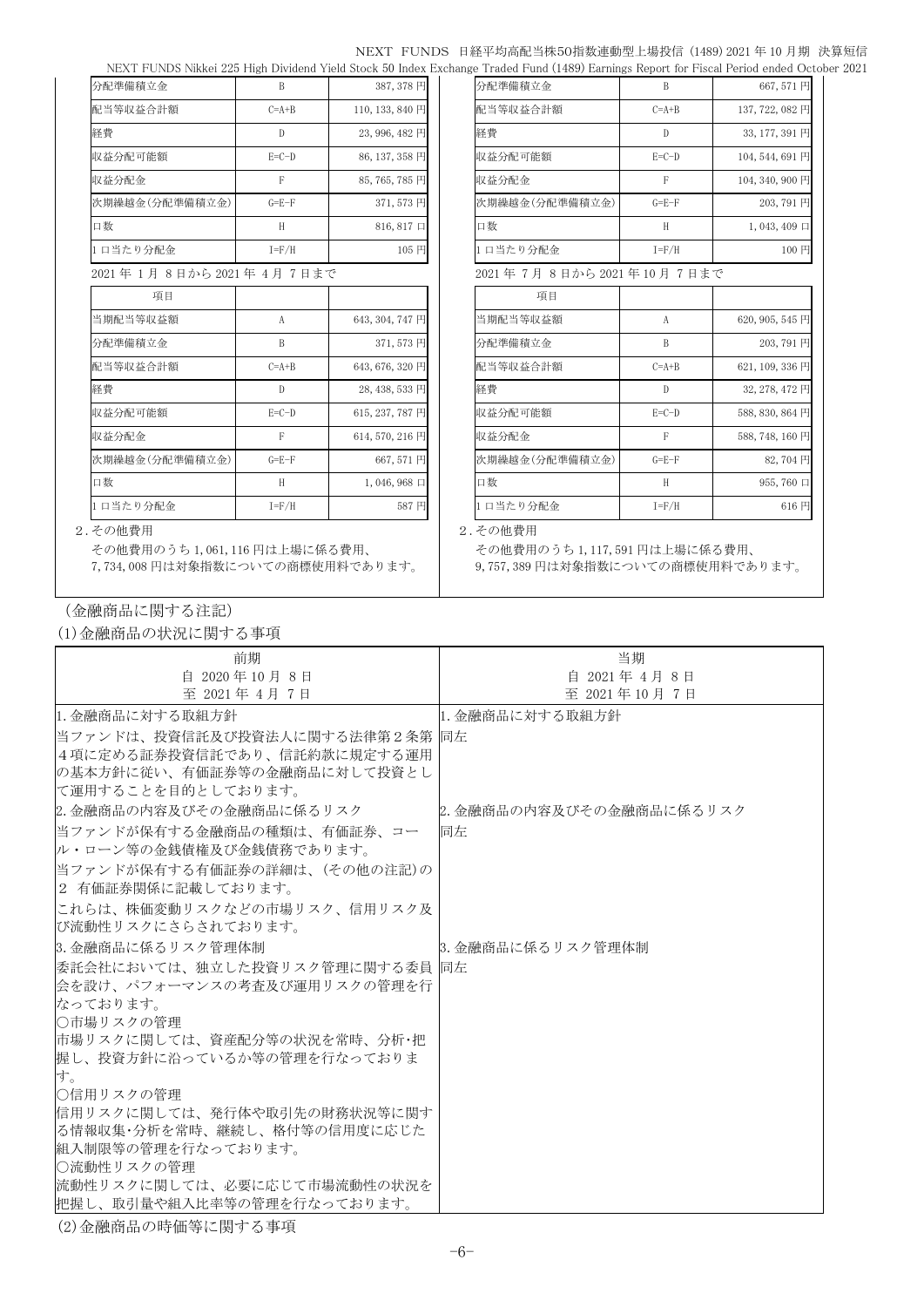| 分配準備積立金 | B | 387,378 円 |
|---|---|---|
| 配当等収益合計額 | C=A+B | 110,133,840 円 |
| 経費 | D | 23,996,482 円 |
| 収益分配可能額 | E=C-D | 86,137,358 円 |
| 収益分配金 | F | 85,765,785 円 |
| 次期繰越金(分配準備積立金) | G=E-F | 371,573 円 |
| 口数 | H | 816,817 口 |
| 1 口当たり分配金 | I=F/H | 105 円 |

2021 年 1 月 8 日から 2021 年 4 月 7 日まで

| 項目 | | |
|---|---|---|
| 当期配当等収益額 | A | 643,304,747 円 |
| 分配準備積立金 | B | 371,573 円 |
| 配当等収益合計額 | C=A+B | 643,676,320 円 |
| 経費 | D | 28,438,533 円 |
| 収益分配可能額 | E=C-D | 615,237,787 円 |
| 収益分配金 | F | 614,570,216 円 |
| 次期繰越金(分配準備積立金) | G=E-F | 667,571 円 |
| 口数 | H | 1,046,968 口 |
| 1 口当たり分配金 | I=F/H | 587 円 |

2.その他費用

その他費用のうち 1,061,116 円は上場に係る費用、7,734,008 円は対象指数についての商標使用料であります。

| 分配準備積立金 | B | 667,571 円 |
|---|---|---|
| 配当等収益合計額 | C=A+B | 137,722,082 円 |
| 経費 | D | 33,177,391 円 |
| 収益分配可能額 | E=C-D | 104,544,691 円 |
| 収益分配金 | F | 104,340,900 円 |
| 次期繰越金(分配準備積立金) | G=E-F | 203,791 円 |
| 口数 | H | 1,043,409 口 |
| 1 口当たり分配金 | I=F/H | 100 円 |

2021 年 7 月 8 日から 2021 年 10 月 7 日まで

| 項目 | | |
|---|---|---|
| 当期配当等収益額 | A | 620,905,545 円 |
| 分配準備積立金 | B | 203,791 円 |
| 配当等収益合計額 | C=A+B | 621,109,336 円 |
| 経費 | D | 32,278,472 円 |
| 収益分配可能額 | E=C-D | 588,830,864 円 |
| 収益分配金 | F | 588,748,160 円 |
| 次期繰越金(分配準備積立金) | G=E-F | 82,704 円 |
| 口数 | H | 955,760 口 |
| 1 口当たり分配金 | I=F/H | 616 円 |

2.その他費用

その他費用のうち 1,117,591 円は上場に係る費用、9,757,389 円は対象指数についての商標使用料であります。

(金融商品に関する注記)

(1)金融商品の状況に関する事項

| 前期<br>自 2020 年 10 月 8 日<br>至 2021 年 4 月 7 日 | 当期<br>自 2021 年 4 月 8 日<br>至 2021 年 10 月 7 日 |
|---|---|
| 1. 金融商品に対する取組方針<br>当ファンドは、投資信託及び投資法人に関する法律第２条第４項に定める証券投資信託であり、信託約款に規定する運用の基本方針に従い、有価証券等の金融商品に対して投資として運用することを目的としております。 | 1. 金融商品に対する取組方針<br>同左 |
| 2. 金融商品の内容及びその金融商品に係るリスク<br>当ファンドが保有する金融商品の種類は、有価証券、コール・ローン等の金銭債権及び金銭債務であります。<br>当ファンドが保有する有価証券の詳細は、(その他の注記)の２ 有価証券関係に記載しております。<br>これらは、株価変動リスクなどの市場リスク、信用リスク及び流動性リスクにさらされております。 | 2. 金融商品の内容及びその金融商品に係るリスク<br>同左 |
| 3. 金融商品に係るリスク管理体制<br>委託会社においては、独立した投資リスク管理に関する委員会を設け、パフォーマンスの考査及び運用リスクの管理を行なっております。<br>○市場リスクの管理<br>市場リスクに関しては、資産配分等の状況を常時、分析･把握し、投資方針に沿っているか等の管理を行なっております。<br>○信用リスクの管理<br>信用リスクに関しては、発行体や取引先の財務状況等に関する情報収集･分析を常時、継続し、格付等の信用度に応じた組入制限等の管理を行なっております。<br>○流動性リスクの管理<br>流動性リスクに関しては、必要に応じて市場流動性の状況を把握し、取引量や組入比率等の管理を行なっております。 | 3. 金融商品に係るリスク管理体制<br>同左 |

(2)金融商品の時価等に関する事項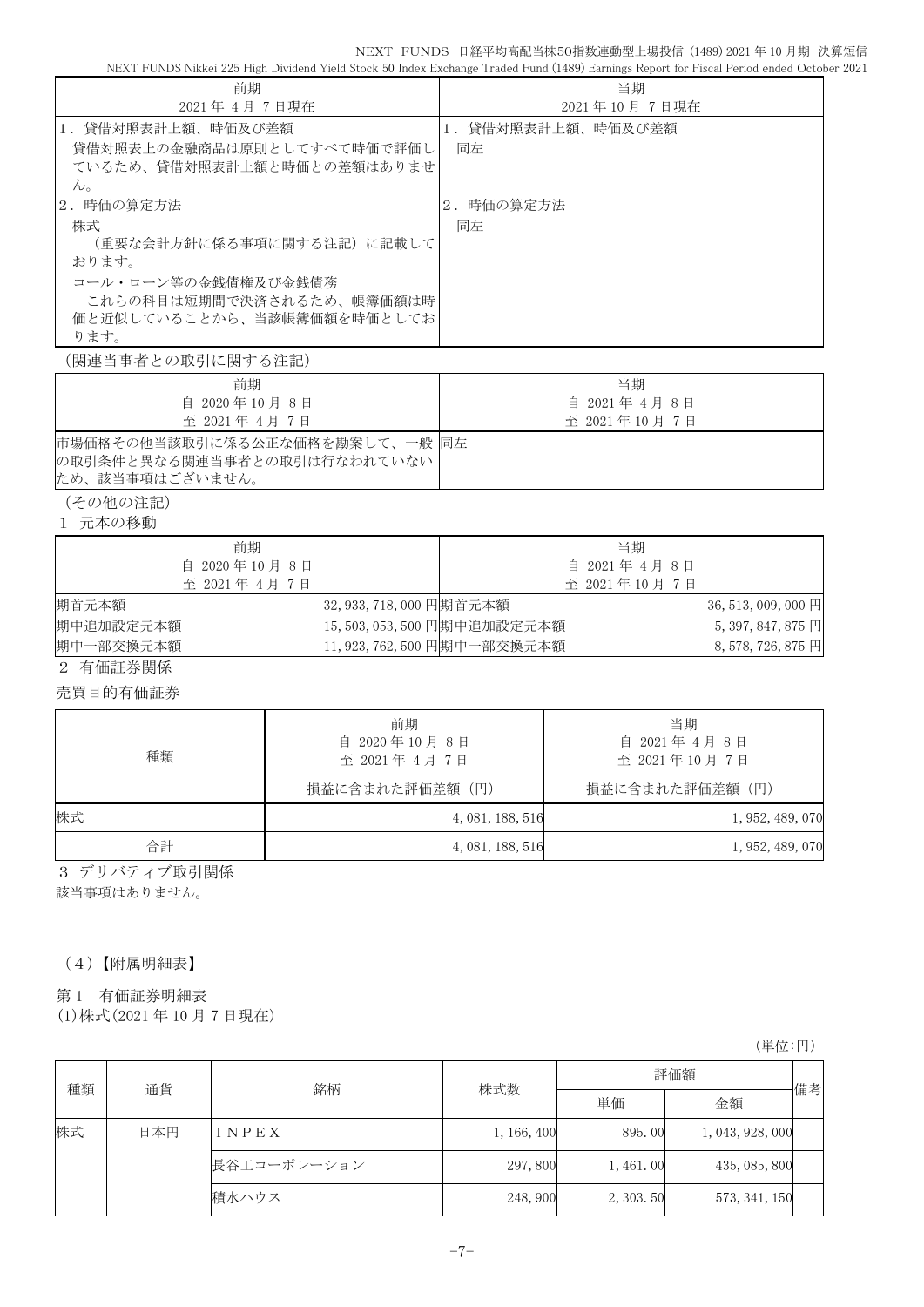| 前期<br>2021年 4月 7日現在 | 当期<br>2021年 10月 7日現在 |
|---|---|
| 1．貸借対照表計上額、時価及び差額<br>貸借対照表上の金融商品は原則としてすべて時価で評価しているため、貸借対照表計上額と時価との差額はありません。<br>2．時価の算定方法<br>株式<br>（重要な会計方針に係る事項に関する注記）に記載しております。<br>コール・ローン等の金銭債権及び金銭債務<br>これらの科目は短期間で決済されるため、帳簿価額は時価と近似していることから、当該帳簿価額を時価としております。 | 1．貸借対照表計上額、時価及び差額<br>同左<br>2．時価の算定方法<br>同左 |

（関連当事者との取引に関する注記）

| 前期<br>自 2020年 10月 8日<br>至 2021年 4月 7日 | 当期<br>自 2021年 4月 8日<br>至 2021年 10月 7日 |
|---|---|
| 市場価格その他当該取引に係る公正な価格を勘案して、一般の取引条件と異なる関連当事者との取引は行なわれていないため、該当事項はございません。 | 同左 |

（その他の注記）

1 元本の移動

| 前期<br>自 2020年 10月 8日<br>至 2021年 4月 7日 | | 当期<br>自 2021年 4月 8日<br>至 2021年 10月 7日 | |
|---|---|---|---|
| 期首元本額 | 32,933,718,000円 | 期首元本額 | 36,513,009,000円 |
| 期中追加設定元本額 | 15,503,053,500円 | 期中追加設定元本額 | 5,397,847,875円 |
| 期中一部交換元本額 | 11,923,762,500円 | 期中一部交換元本額 | 8,578,726,875円 |

2 有価証券関係

売買目的有価証券

| 種類 | 前期<br>自 2020年 10月 8日<br>至 2021年 4月 7日 | 当期<br>自 2021年 4月 8日<br>至 2021年 10月 7日 |
|---|---|---|
| | 損益に含まれた評価差額（円） | 損益に含まれた評価差額（円） |
| 株式 | 4,081,188,516 | 1,952,489,070 |
| 合計 | 4,081,188,516 | 1,952,489,070 |

3 デリバティブ取引関係

該当事項はありません。

（4）【附属明細表】

第1 有価証券明細表

(1)株式(2021年 10月 7日現在)

（単位:円）

| 種類 | 通貨 | 銘柄 | 株式数 | 評価額 | | 備考 |
|---|---|---|---|---|---|---|
| | | | | 単価 | 金額 | |
| 株式 | 日本円 | ＩＮＰＥＸ | 1,166,400 | 895.00 | 1,043,928,000 | |
| | | 長谷工コーポレーション | 297,800 | 1,461.00 | 435,085,800 | |
| | | 積水ハウス | 248,900 | 2,303.50 | 573,341,150 | |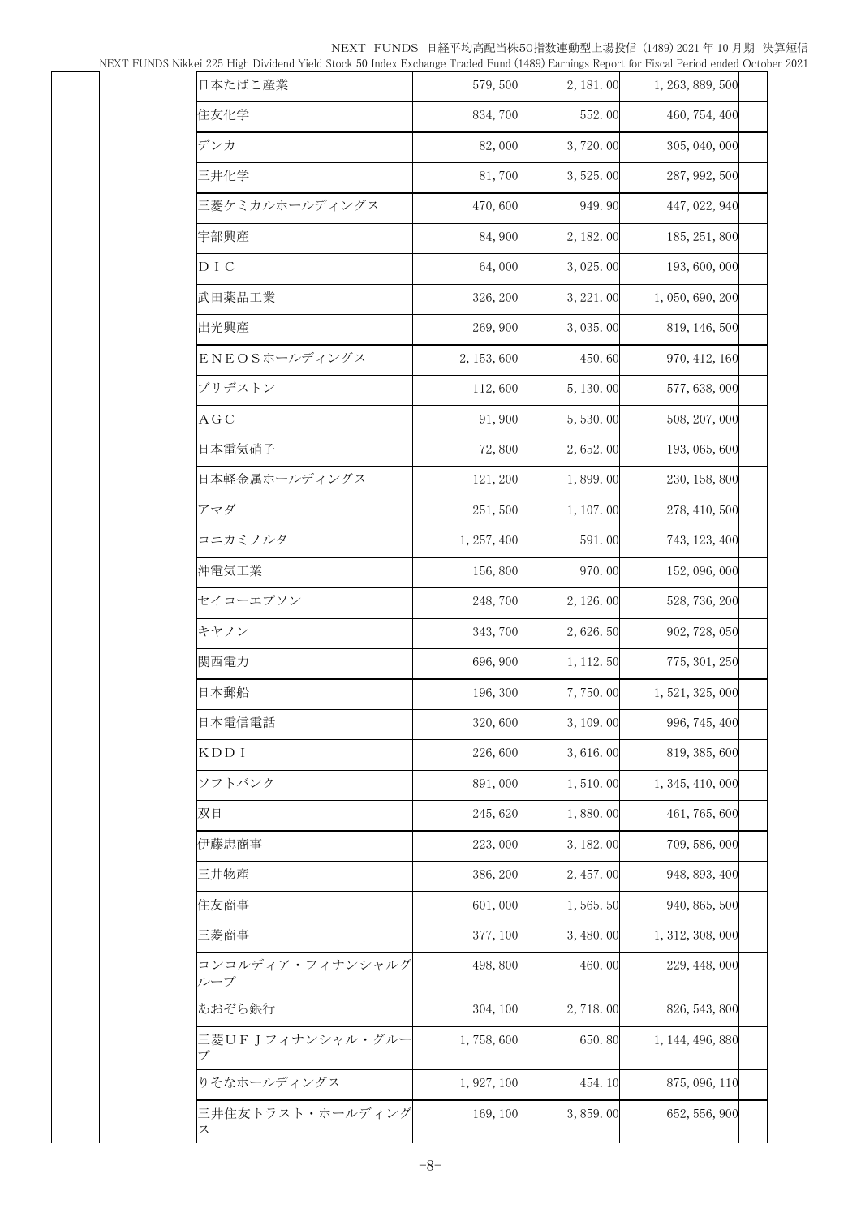| | | | | | |
|---|---|---|---|---|---|
| | 日本たばこ産業 | 579, 500 | 2, 181. 00 | 1, 263, 889, 500 | |
| | 住友化学 | 834, 700 | 552. 00 | 460, 754, 400 | |
| | デンカ | 82, 000 | 3, 720. 00 | 305, 040, 000 | |
| | 三井化学 | 81, 700 | 3, 525. 00 | 287, 992, 500 | |
| | 三菱ケミカルホールディングス | 470, 600 | 949. 90 | 447, 022, 940 | |
| | 宇部興産 | 84, 900 | 2, 182. 00 | 185, 251, 800 | |
| | ＤＩＣ | 64, 000 | 3, 025. 00 | 193, 600, 000 | |
| | 武田薬品工業 | 326, 200 | 3, 221. 00 | 1, 050, 690, 200 | |
| | 出光興産 | 269, 900 | 3, 035. 00 | 819, 146, 500 | |
| | ＥＮＥＯＳホールディングス | 2, 153, 600 | 450. 60 | 970, 412, 160 | |
| | ブリヂストン | 112, 600 | 5, 130. 00 | 577, 638, 000 | |
| | ＡＧＣ | 91, 900 | 5, 530. 00 | 508, 207, 000 | |
| | 日本電気硝子 | 72, 800 | 2, 652. 00 | 193, 065, 600 | |
| | 日本軽金属ホールディングス | 121, 200 | 1, 899. 00 | 230, 158, 800 | |
| | アマダ | 251, 500 | 1, 107. 00 | 278, 410, 500 | |
| | コニカミノルタ | 1, 257, 400 | 591. 00 | 743, 123, 400 | |
| | 沖電気工業 | 156, 800 | 970. 00 | 152, 096, 000 | |
| | セイコーエプソン | 248, 700 | 2, 126. 00 | 528, 736, 200 | |
| | キヤノン | 343, 700 | 2, 626. 50 | 902, 728, 050 | |
| | 関西電力 | 696, 900 | 1, 112. 50 | 775, 301, 250 | |
| | 日本郵船 | 196, 300 | 7, 750. 00 | 1, 521, 325, 000 | |
| | 日本電信電話 | 320, 600 | 3, 109. 00 | 996, 745, 400 | |
| | ＫＤＤＩ | 226, 600 | 3, 616. 00 | 819, 385, 600 | |
| | ソフトバンク | 891, 000 | 1, 510. 00 | 1, 345, 410, 000 | |
| | 双日 | 245, 620 | 1, 880. 00 | 461, 765, 600 | |
| | 伊藤忠商事 | 223, 000 | 3, 182. 00 | 709, 586, 000 | |
| | 三井物産 | 386, 200 | 2, 457. 00 | 948, 893, 400 | |
| | 住友商事 | 601, 000 | 1, 565. 50 | 940, 865, 500 | |
| | 三菱商事 | 377, 100 | 3, 480. 00 | 1, 312, 308, 000 | |
| | コンコルディア・フィナンシャルグループ | 498, 800 | 460. 00 | 229, 448, 000 | |
| | あおぞら銀行 | 304, 100 | 2, 718. 00 | 826, 543, 800 | |
| | 三菱ＵＦＪフィナンシャル・グループ | 1, 758, 600 | 650. 80 | 1, 144, 496, 880 | |
| | りそなホールディングス | 1, 927, 100 | 454. 10 | 875, 096, 110 | |
| | 三井住友トラスト・ホールディングス | 169, 100 | 3, 859. 00 | 652, 556, 900 | |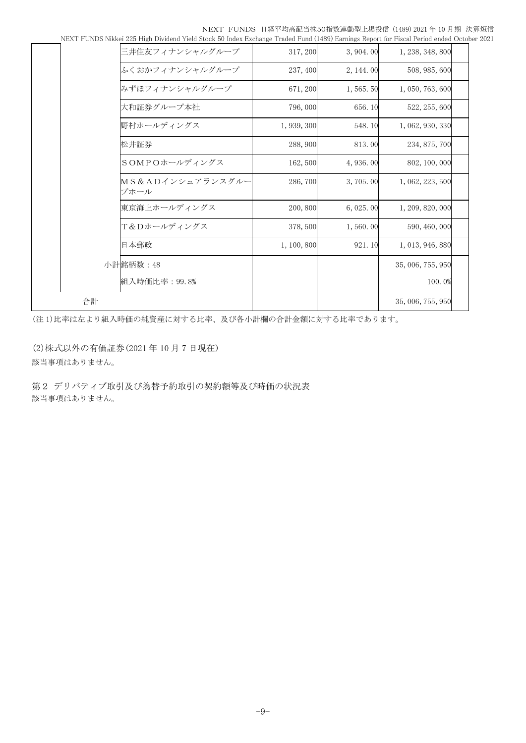| | | | | | | |
|---|---|---|---|---|---|---|
| | | 三井住友フィナンシャルグループ | 317, 200 | 3, 904. 00 | 1, 238, 348, 800 | |
| | | ふくおかフィナンシャルグループ | 237, 400 | 2, 144. 00 | 508, 985, 600 | |
| | | みずほフィナンシャルグループ | 671, 200 | 1, 565. 50 | 1, 050, 763, 600 | |
| | | 大和証券グループ本社 | 796, 000 | 656. 10 | 522, 255, 600 | |
| | | 野村ホールディングス | 1, 939, 300 | 548. 10 | 1, 062, 930, 330 | |
| | | 松井証券 | 288, 900 | 813. 00 | 234, 875, 700 | |
| | | ＳＯＭＰＯホールディングス | 162, 500 | 4, 936. 00 | 802, 100, 000 | |
| | | ＭＳ＆ＡＤインシュアランスグループホール | 286, 700 | 3, 705. 00 | 1, 062, 223, 500 | |
| | | 東京海上ホールディングス | 200, 800 | 6, 025. 00 | 1, 209, 820, 000 | |
| | | Ｔ＆Ｄホールディングス | 378, 500 | 1, 560. 00 | 590, 460, 000 | |
| | | 日本郵政 | 1, 100, 800 | 921. 10 | 1, 013, 946, 880 | |
| | 小計 | 銘柄数：48 | | | 35, 006, 755, 950 | |
| | | 組入時価比率：99.8% | | | 100. 0% | |
| 合計 | | | | | 35, 006, 755, 950 | |

(注 1)比率は左より組入時価の純資産に対する比率、及び各小計欄の合計金額に対する比率であります。

(2)株式以外の有価証券(2021 年 10 月 7 日現在)

該当事項はありません。

第２ デリバティブ取引及び為替予約取引の契約額等及び時価の状況表

該当事項はありません。